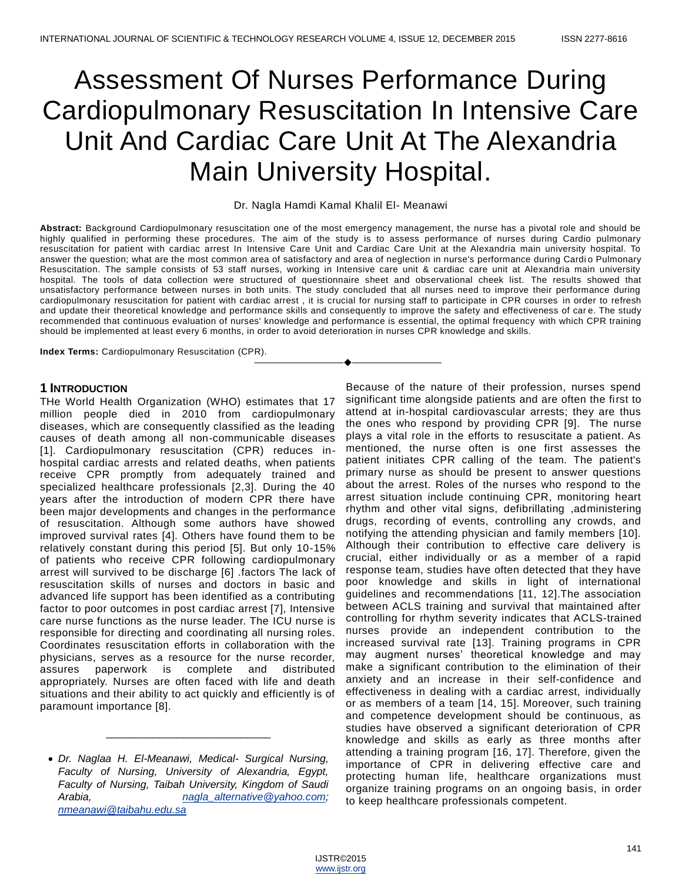# Assessment Of Nurses Performance During Cardiopulmonary Resuscitation In Intensive Care Unit And Cardiac Care Unit At The Alexandria Main University Hospital.

Dr. Nagla Hamdi Kamal Khalil El- Meanawi

**Abstract:** Background Cardiopulmonary resuscitation one of the most emergency management, the nurse has a pivotal role and should be highly qualified in performing these procedures. The aim of the study is to assess performance of nurses during Cardio pulmonary resuscitation for patient with cardiac arrest In Intensive Care Unit and Cardiac Care Unit at the Alexandria main university hospital. To answer the question; what are the most common area of satisfactory and area of neglection in nurse's performance during Cardio Pulmonary Resuscitation. The sample consists of 53 staff nurses, working in Intensive care unit & cardiac care unit at Alexandria main university hospital. The tools of data collection were structured of questionnaire sheet and observational cheek list. The results showed that unsatisfactory performance between nurses in both units. The study concluded that all nurses need to improve their performance during cardiopulmonary resuscitation for patient with cardiac arrest , it is crucial for nursing staff to participate in CPR courses in order to refresh and update their theoretical knowledge and performance skills and consequently to improve the safety and effectiveness of care. The study recommended that continuous evaluation of nurses' knowledge and performance is essential, the optimal frequency with which CPR training should be implemented at least every 6 months, in order to avoid deterioration in nurses CPR knowledge and skills.

**Index Terms:** Cardiopulmonary Resuscitation (CPR).

---

## 1 Introduction

THe World Health Organization (WHO) estimates that 17 million people died in 2010 from cardiopulmonary diseases, which are consequently classified as the leading causes of death among all non-communicable diseases [1]. Cardiopulmonary resuscitation (CPR) reduces in-hospital cardiac arrests and related deaths, when patients receive CPR promptly from adequately trained and specialized healthcare professionals [2,3]. During the 40 years after the introduction of modern CPR there have been major developments and changes in the performance of resuscitation. Although some authors have showed improved survival rates [4]. Others have found them to be relatively constant during this period [5]. But only 10-15% of patients who receive CPR following cardiopulmonary arrest will survived to be discharge [6] .factors The lack of resuscitation skills of nurses and doctors in basic and advanced life support has been identified as a contributing factor to poor outcomes in post cardiac arrest [7], Intensive care nurse functions as the nurse leader. The ICU nurse is responsible for directing and coordinating all nursing roles. Coordinates resuscitation efforts in collaboration with the physicians, serves as a resource for the nurse recorder, assures paperwork is complete and distributed appropriately. Nurses are often faced with life and death situations and their ability to act quickly and efficiently is of paramount importance [8].

Because of the nature of their profession, nurses spend significant time alongside patients and are often the first to attend at in-hospital cardiovascular arrests; they are thus the ones who respond by providing CPR [9]. The nurse plays a vital role in the efforts to resuscitate a patient. As mentioned, the nurse often is one first assesses the patient initiates CPR calling of the team. The patient's primary nurse as should be present to answer questions about the arrest. Roles of the nurses who respond to the arrest situation include continuing CPR, monitoring heart rhythm and other vital signs, defibrillating ,administering drugs, recording of events, controlling any crowds, and notifying the attending physician and family members [10]. Although their contribution to effective care delivery is crucial, either individually or as a member of a rapid response team, studies have often detected that they have poor knowledge and skills in light of international guidelines and recommendations [11, 12].The association between ACLS training and survival that maintained after controlling for rhythm severity indicates that ACLS-trained nurses provide an independent contribution to the increased survival rate [13]. Training programs in CPR may augment nurses' theoretical knowledge and may make a significant contribution to the elimination of their anxiety and an increase in their self-confidence and effectiveness in dealing with a cardiac arrest, individually or as members of a team [14, 15]. Moreover, such training and competence development should be continuous, as studies have observed a significant deterioration of CPR knowledge and skills as early as three months after attending a training program [16, 17]. Therefore, given the importance of CPR in delivering effective care and protecting human life, healthcare organizations must organize training programs on an ongoing basis, in order to keep healthcare professionals competent.

---

- *Dr. Naglaa H. El-Meanawi, Medical- Surgical Nursing, Faculty of Nursing, University of Alexandria, Egypt, Faculty of Nursing, Taibah University, Kingdom of Saudi Arabia, nagla_alternative@yahoo.com; nmeanawi@taibahu.edu.sa*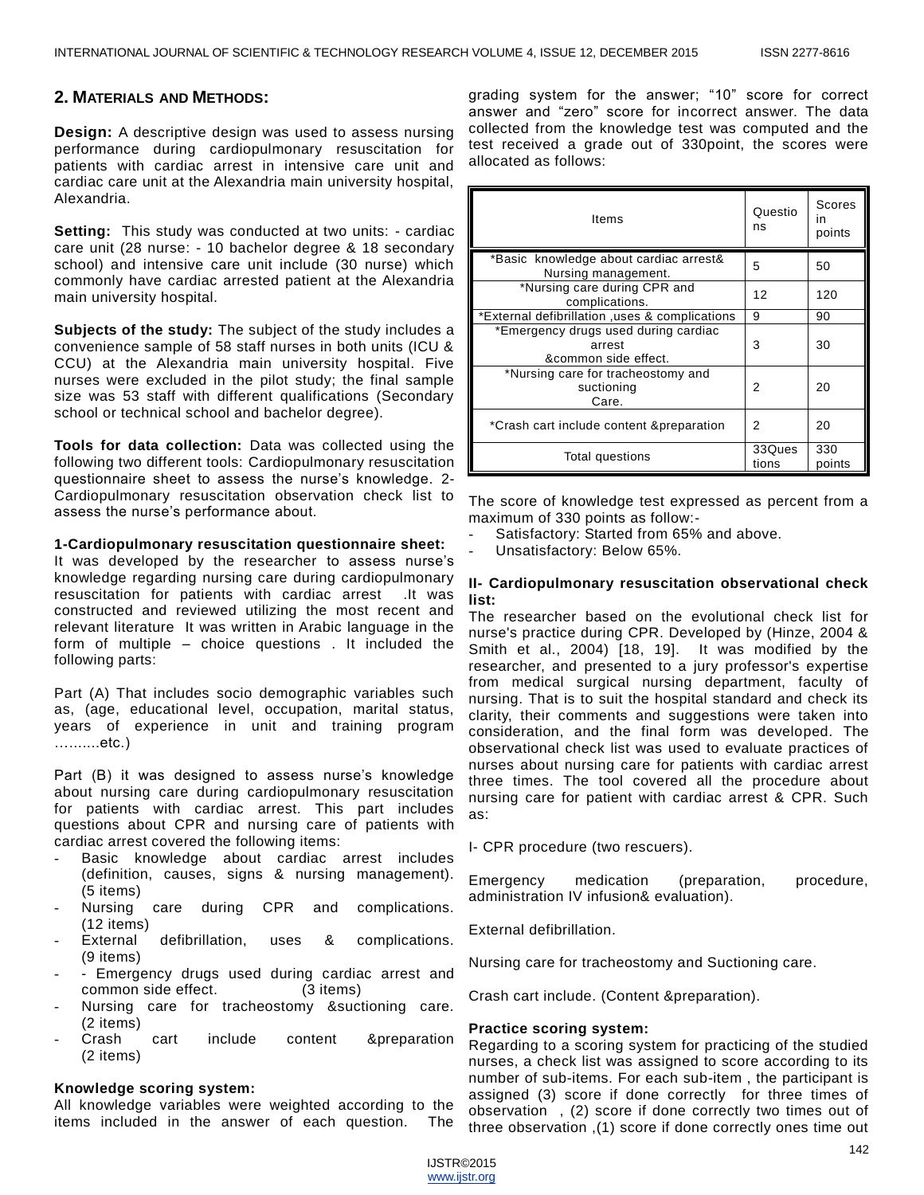## 2. MATERIALS AND METHODS:

**Design:** A descriptive design was used to assess nursing performance during cardiopulmonary resuscitation for patients with cardiac arrest in intensive care unit and cardiac care unit at the Alexandria main university hospital, Alexandria.

**Setting:** This study was conducted at two units: - cardiac care unit (28 nurse: - 10 bachelor degree & 18 secondary school) and intensive care unit include (30 nurse) which commonly have cardiac arrested patient at the Alexandria main university hospital.

**Subjects of the study:** The subject of the study includes a convenience sample of 58 staff nurses in both units (ICU & CCU) at the Alexandria main university hospital. Five nurses were excluded in the pilot study; the final sample size was 53 staff with different qualifications (Secondary school or technical school and bachelor degree).

**Tools for data collection:** Data was collected using the following two different tools: Cardiopulmonary resuscitation questionnaire sheet to assess the nurse's knowledge. 2- Cardiopulmonary resuscitation observation check list to assess the nurse's performance about.

**1-Cardiopulmonary resuscitation questionnaire sheet:**
It was developed by the researcher to assess nurse's knowledge regarding nursing care during cardiopulmonary resuscitation for patients with cardiac arrest .It was constructed and reviewed utilizing the most recent and relevant literature It was written in Arabic language in the form of multiple – choice questions . It included the following parts:

Part (A) That includes socio demographic variables such as, (age, educational level, occupation, marital status, years of experience in unit and training program ..........etc.)

Part (B) it was designed to assess nurse's knowledge about nursing care during cardiopulmonary resuscitation for patients with cardiac arrest. This part includes questions about CPR and nursing care of patients with cardiac arrest covered the following items:

- Basic knowledge about cardiac arrest includes (definition, causes, signs & nursing management). (5 items)
- Nursing care during CPR and complications. (12 items)
- External defibrillation, uses & complications. (9 items)
- - Emergency drugs used during cardiac arrest and common side effect. (3 items)
- Nursing care for tracheostomy &suctioning care. (2 items)
- Crash cart include content &preparation (2 items)

**Knowledge scoring system:**
All knowledge variables were weighted according to the items included in the answer of each question. The grading system for the answer; "10" score for correct answer and "zero" score for incorrect answer. The data collected from the knowledge test was computed and the test received a grade out of 330point, the scores were allocated as follows:

| Items | Questions | Scores in points |
|---|---|---|
| *Basic knowledge about cardiac arrest& Nursing management. | 5 | 50 |
| *Nursing care during CPR and complications. | 12 | 120 |
| *External defibrillation ,uses & complications | 9 | 90 |
| *Emergency drugs used during cardiac arrest &common side effect. | 3 | 30 |
| *Nursing care for tracheostomy and suctioning Care. | 2 | 20 |
| *Crash cart include content &preparation | 2 | 20 |
| Total questions | 33Questions | 330 points |

The score of knowledge test expressed as percent from a maximum of 330 points as follow:-

- Satisfactory: Started from 65% and above.
- Unsatisfactory: Below 65%.

**II- Cardiopulmonary resuscitation observational check list:**
The researcher based on the evolutional check list for nurse's practice during CPR. Developed by (Hinze, 2004 & Smith et al., 2004) [18, 19]. It was modified by the researcher, and presented to a jury professor's expertise from medical surgical nursing department, faculty of nursing. That is to suit the hospital standard and check its clarity, their comments and suggestions were taken into consideration, and the final form was developed. The observational check list was used to evaluate practices of nurses about nursing care for patients with cardiac arrest three times. The tool covered all the procedure about nursing care for patient with cardiac arrest & CPR. Such as:

I- CPR procedure (two rescuers).

Emergency medication (preparation, procedure, administration IV infusion& evaluation).

External defibrillation.

Nursing care for tracheostomy and Suctioning care.

Crash cart include. (Content &preparation).

**Practice scoring system:**
Regarding to a scoring system for practicing of the studied nurses, a check list was assigned to score according to its number of sub-items. For each sub-item , the participant is assigned (3) score if done correctly for three times of observation , (2) score if done correctly two times out of three observation ,(1) score if done correctly ones time out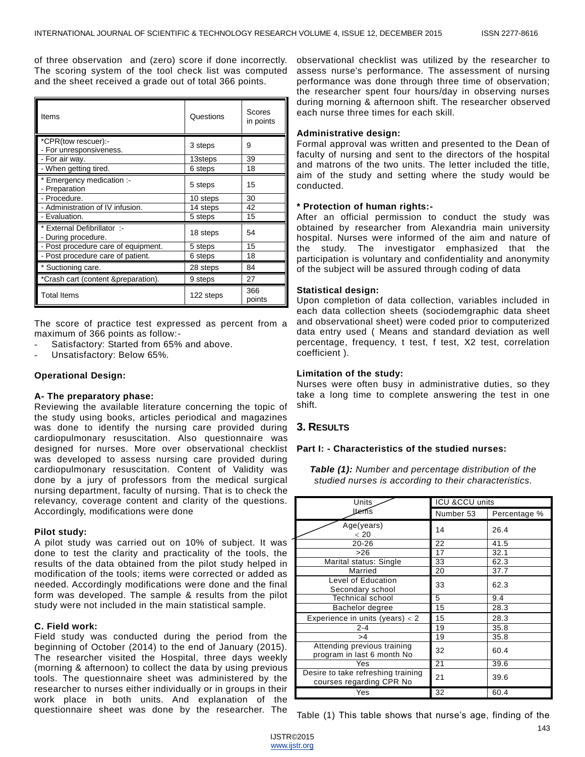of three observation and (zero) score if done incorrectly. The scoring system of the tool check list was computed and the sheet received a grade out of total 366 points.

| Items | Questions | Scores in points |
|---|---|---|
| *CPR(tow rescuer):- - For unresponsiveness. | 3 steps | 9 |
| - For air way. | 13steps | 39 |
| - When getting tired. | 6 steps | 18 |
| * Emergency medication :- - Preparation | 5 steps | 15 |
| - Procedure. | 10 steps | 30 |
| - Administration of IV infusion. | 14 steps | 42 |
| - Evaluation. | 5 steps | 15 |
| * External Defibrillator :- - During procedure. | 18 steps | 54 |
| - Post procedure care of equipment. | 5 steps | 15 |
| - Post procedure care of patient. | 6 steps | 18 |
| * Suctioning care. | 28 steps | 84 |
| *Crash cart (content &preparation). | 9 steps | 27 |
| Total Items | 122 steps | 366 points |

The score of practice test expressed as percent from a maximum of 366 points as follow:-

- Satisfactory: Started from 65% and above.
- Unsatisfactory: Below 65%.

**Operational Design:**

**A- The preparatory phase:**

Reviewing the available literature concerning the topic of the study using books, articles periodical and magazines was done to identify the nursing care provided during cardiopulmonary resuscitation. Also questionnaire was designed for nurses. More over observational checklist was developed to assess nursing care provided during cardiopulmonary resuscitation. Content of Validity was done by a jury of professors from the medical surgical nursing department, faculty of nursing. That is to check the relevancy, coverage content and clarity of the questions. Accordingly, modifications were done

**Pilot study:**

A pilot study was carried out on 10% of subject. It was done to test the clarity and practicality of the tools, the results of the data obtained from the pilot study helped in modification of the tools; items were corrected or added as needed. Accordingly modifications were done and the final form was developed. The sample & results from the pilot study were not included in the main statistical sample.

**C. Field work:**

Field study was conducted during the period from the beginning of October (2014) to the end of January (2015). The researcher visited the Hospital, three days weekly (morning & afternoon) to collect the data by using previous tools. The questionnaire sheet was administered by the researcher to nurses either individually or in groups in their work place in both units. And explanation of the questionnaire sheet was done by the researcher. The observational checklist was utilized by the researcher to assess nurse's performance. The assessment of nursing performance was done through three time of observation; the researcher spent four hours/day in observing nurses during morning & afternoon shift. The researcher observed each nurse three times for each skill.

**Administrative design:**

Formal approval was written and presented to the Dean of faculty of nursing and sent to the directors of the hospital and matrons of the two units. The letter included the title, aim of the study and setting where the study would be conducted.

**\* Protection of human rights:-**

After an official permission to conduct the study was obtained by researcher from Alexandria main university hospital. Nurses were informed of the aim and nature of the study. The investigator emphasized that the participation is voluntary and confidentiality and anonymity of the subject will be assured through coding of data

**Statistical design:**

Upon completion of data collection, variables included in each data collection sheets (sociodemgraphic data sheet and observational sheet) were coded prior to computerized data entry used ( Means and standard deviation as well percentage, frequency, t test, f test, X2 test, correlation coefficient ).

**Limitation of the study:**

Nurses were often busy in administrative duties, so they take a long time to complete answering the test in one shift.

## 3. Results

**Part I: - Characteristics of the studied nurses:**

***Table (1):*** *Number and percentage distribution of the studied nurses is according to their characteristics.*

| Units / Items | ICU &CCU units | |
|---|---|---|
| | Number 53 | Percentage % |
| Age(years) < 20 | 14 | 26.4 |
| 20-26 | 22 | 41.5 |
| >26 | 17 | 32.1 |
| Marital status: Single | 33 | 62.3 |
| Married | 20 | 37.7 |
| Level of Education Secondary school | 33 | 62.3 |
| Technical school | 5 | 9.4 |
| Bachelor degree | 15 | 28.3 |
| Experience in units (years) < 2 | 15 | 28.3 |
| 2-4 | 19 | 35.8 |
| >4 | 19 | 35.8 |
| Attending previous training program in last 6 month No | 32 | 60.4 |
| Yes | 21 | 39.6 |
| Desire to take refreshing training courses regarding CPR No | 21 | 39.6 |
| Yes | 32 | 60.4 |

Table (1) This table shows that nurse's age, finding of the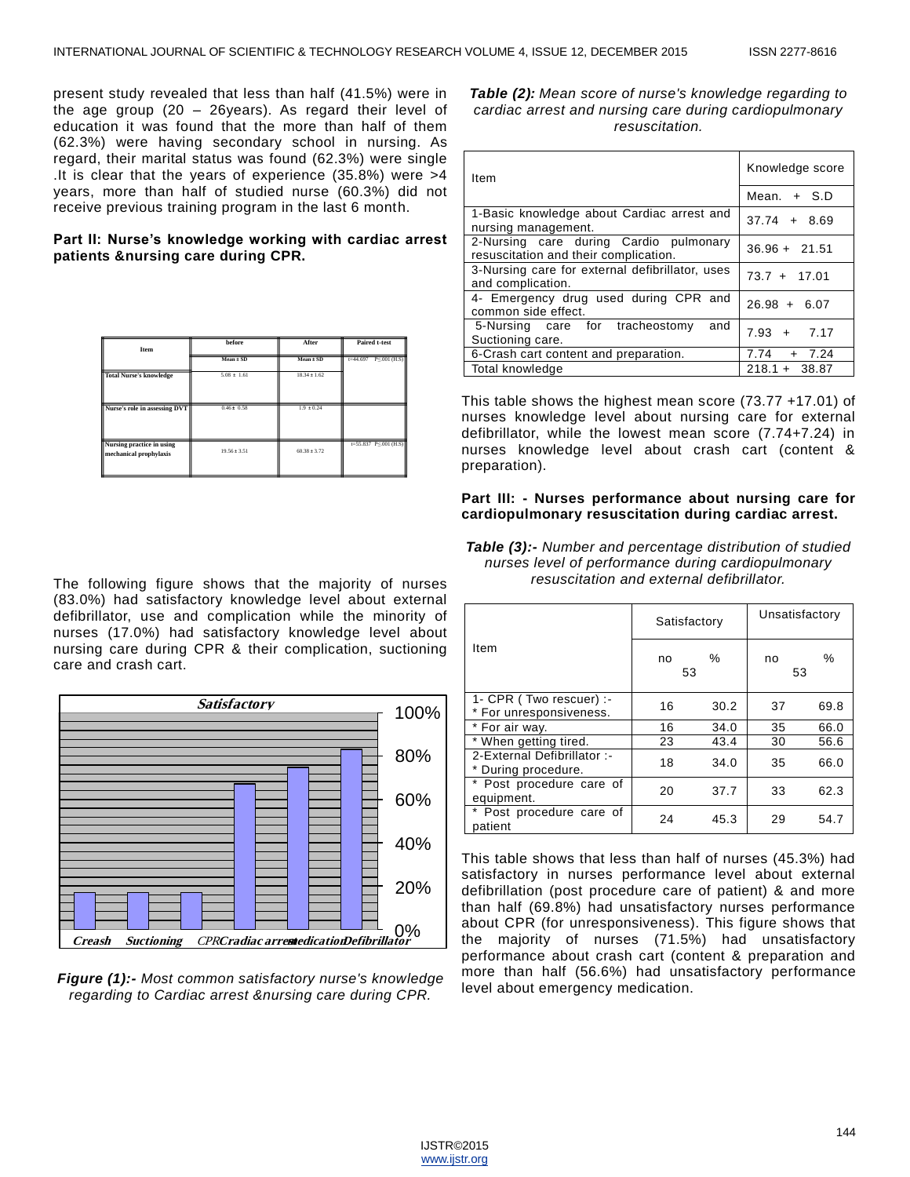present study revealed that less than half (41.5%) were in the age group (20 – 26years). As regard their level of education it was found that the more than half of them (62.3%) were having secondary school in nursing. As regard, their marital status was found (62.3%) were single .It is clear that the years of experience (35.8%) were >4 years, more than half of studied nurse (60.3%) did not receive previous training program in the last 6 month.

**Part II: Nurse's knowledge working with cardiac arrest patients &nursing care during CPR.**

| Item | before | After | Paired t-test |
|---|---|---|---|
| | Mean ± SD | Mean ± SD | t=44.697 P≤.001 (H.S) |
| Total Nurse's knowledge | 5.08 ± 1.61 | 18.34 ± 1.62 | |
| Nurse's role in assessing DVT | 0.46 ± 0.58 | 1.9 ± 0.24 | |
| Nursing practice in using mechanical prophylaxis | 19.56 ± 3.51 | 60.38 ± 3.72 | t=55.837 P≤.001 (H.S) |

The following figure shows that the majority of nurses (83.0%) had satisfactory knowledge level about external defibrillator, use and complication while the minority of nurses (17.0%) had satisfactory knowledge level about nursing care during CPR & their complication, suctioning care and crash cart.

*Figure (1):- Most common satisfactory nurse's knowledge regarding to Cardiac arrest &nursing care during CPR.*

***Table (2):*** *Mean score of nurse's knowledge regarding to cardiac arrest and nursing care during cardiopulmonary resuscitation.*

| Item | Knowledge score |
|---|---|
| | Mean. + S.D |
| 1-Basic knowledge about Cardiac arrest and nursing management. | 37.74 + 8.69 |
| 2-Nursing care during Cardio pulmonary resuscitation and their complication. | 36.96 + 21.51 |
| 3-Nursing care for external defibrillator, uses and complication. | 73.7 + 17.01 |
| 4- Emergency drug used during CPR and common side effect. | 26.98 + 6.07 |
| 5-Nursing care for tracheostomy and Suctioning care. | 7.93 + 7.17 |
| 6-Crash cart content and preparation. | 7.74 + 7.24 |
| Total knowledge | 218.1 + 38.87 |

This table shows the highest mean score (73.77 +17.01) of nurses knowledge level about nursing care for external defibrillator, while the lowest mean score (7.74+7.24) in nurses knowledge level about crash cart (content & preparation).

**Part III: - Nurses performance about nursing care for cardiopulmonary resuscitation during cardiac arrest.**

***Table (3):-*** *Number and percentage distribution of studied nurses level of performance during cardiopulmonary resuscitation and external defibrillator.*

| Item | Satisfactory | | Unsatisfactory | |
|---|---|---|---|---|
| | no 53 | % | no 53 | % |
| 1- CPR ( Two rescuer) :- * For unresponsiveness. | 16 | 30.2 | 37 | 69.8 |
| * For air way. | 16 | 34.0 | 35 | 66.0 |
| * When getting tired. | 23 | 43.4 | 30 | 56.6 |
| 2-External Defibrillator :- * During procedure. | 18 | 34.0 | 35 | 66.0 |
| * Post procedure care of equipment. | 20 | 37.7 | 33 | 62.3 |
| * Post procedure care of patient | 24 | 45.3 | 29 | 54.7 |

This table shows that less than half of nurses (45.3%) had satisfactory in nurses performance level about external defibrillation (post procedure care of patient) & and more than half (69.8%) had unsatisfactory nurses performance about CPR (for unresponsiveness). This figure shows that the majority of nurses (71.5%) had unsatisfactory performance about crash cart (content & preparation and more than half (56.6%) had unsatisfactory performance level about emergency medication.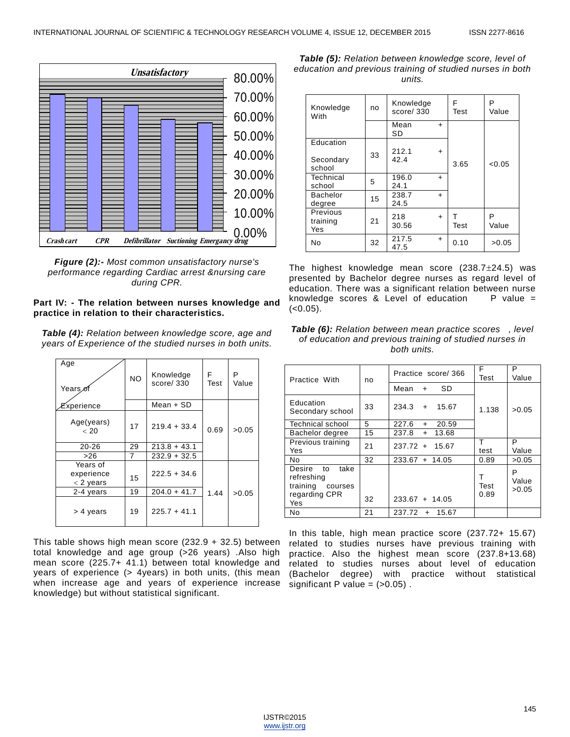Figure (2):- *Most common unsatisfactory nurse's performance regarding Cardiac arrest &nursing care during CPR.*

**Part IV: - The relation between nurses knowledge and practice in relation to their characteristics.**

***Table (4):*** *Relation between knowledge score, age and years of Experience of the studied nurses in both units.*

| Age / Years of Experience | NO | Knowledge score/ 330 | F Test | P Value |
|---|---|---|---|---|
| | | Mean + SD | | |
| Age(years) < 20 | 17 | 219.4 + 33.4 | 0.69 | >0.05 |
| 20-26 | 29 | 213.8 + 43.1 | | |
| >26 | 7 | 232.9 + 32.5 | | |
| Years of experience < 2 years | 15 | 222.5 + 34.6 | 1.44 | >0.05 |
| 2-4 years | 19 | 204.0 + 41.7 | | |
| > 4 years | 19 | 225.7 + 41.1 | | |

This table shows high mean score (232.9 + 32.5) between total knowledge and age group (>26 years) .Also high mean score (225.7+ 41.1) between total knowledge and years of experience (> 4years) in both units, (this mean when increase age and years of experience increase knowledge) but without statistical significant.

***Table (5):*** *Relation between knowledge score, level of education and previous training of studied nurses in both units.*

| Knowledge With | no | Knowledge score/ 330 | F Test | P Value |
|---|---|---|---|---|
| | | Mean + SD | | |
| Education Secondary school | 33 | 212.1 + 42.4 | 3.65 | <0.05 |
| Technical school | 5 | 196.0 + 24.1 | | |
| Bachelor degree | 15 | 238.7 + 24.5 | | |
| Previous training Yes | 21 | 218 + 30.56 | T Test | P Value |
| No | 32 | 217.5 + 47.5 | 0.10 | >0.05 |

The highest knowledge mean score (238.7±24.5) was presented by Bachelor degree nurses as regard level of education. There was a significant relation between nurse knowledge scores & Level of education P value = (<0.05).

***Table (6):*** *Relation between mean practice scores , level of education and previous training of studied nurses in both units.*

| Practice With | no | Practice score/ 366 | F Test | P Value |
|---|---|---|---|---|
| | | Mean + SD | | |
| Education Secondary school | 33 | 234.3 + 15.67 | 1.138 | >0.05 |
| Technical school | 5 | 227.6 + 20.59 | | |
| Bachelor degree | 15 | 237.8 + 13.68 | | |
| Previous training Yes | 21 | 237.72 + 15.67 | T test | P Value |
| No | 32 | 233.67 + 14.05 | 0.89 | >0.05 |
| Desire to take refreshing training courses regarding CPR Yes | 32 | 233.67 + 14.05 | T Test 0.89 | P Value >0.05 |
| No | 21 | 237.72 + 15.67 | | |

In this table, high mean practice score (237.72+ 15.67) related to studies nurses have previous training with practice. Also the highest mean score (237.8+13.68) related to studies nurses about level of education (Bachelor degree) with practice without statistical significant P value = (>0.05) .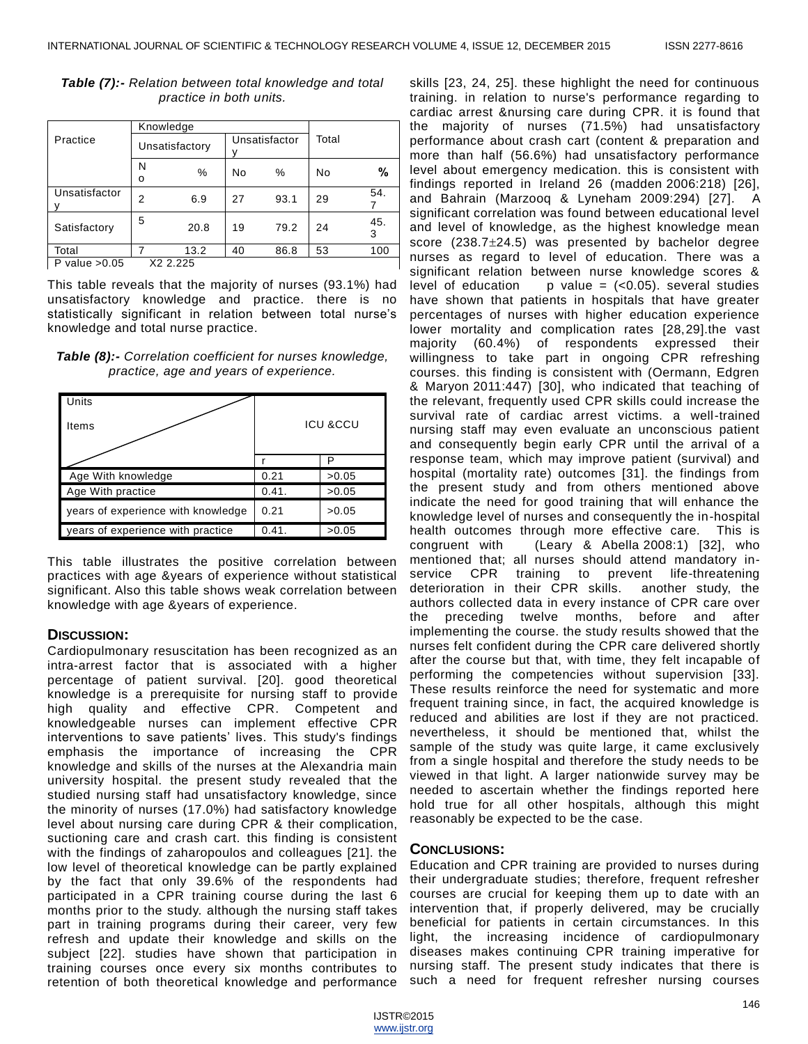***Table (7):-*** *Relation between total knowledge and total practice in both units.*

| Practice | Knowledge | | | | Total | |
|---|---|---|---|---|---|---|
| | Unsatisfactory | | Unsatisfactory | | | |
| | No | % | No | % | No | % |
| Unsatisfactory | 2 | 6.9 | 27 | 93.1 | 29 | 54.7 |
| Satisfactory | 5 | 20.8 | 19 | 79.2 | 24 | 45.3 |
| Total | 7 | 13.2 | 40 | 86.8 | 53 | 100 |
| P value >0.05 | X2 2.225 | | | | | |

This table reveals that the majority of nurses (93.1%) had unsatisfactory knowledge and practice. there is no statistically significant in relation between total nurse's knowledge and total nurse practice.

***Table (8):-*** *Correlation coefficient for nurses knowledge, practice, age and years of experience.*

| Units / Items | ICU &CCU | |
|---|---|---|
| | r | P |
| Age With knowledge | 0.21 | >0.05 |
| Age With practice | 0.41. | >0.05 |
| years of experience with knowledge | 0.21 | >0.05 |
| years of experience with practice | 0.41. | >0.05 |

This table illustrates the positive correlation between practices with age &years of experience without statistical significant. Also this table shows weak correlation between knowledge with age &years of experience.

## DISCUSSION:

Cardiopulmonary resuscitation has been recognized as an intra-arrest factor that is associated with a higher percentage of patient survival. [20]. good theoretical knowledge is a prerequisite for nursing staff to provide high quality and effective CPR. Competent and knowledgeable nurses can implement effective CPR interventions to save patients' lives. This study's findings emphasis the importance of increasing the CPR knowledge and skills of the nurses at the Alexandria main university hospital. the present study revealed that the studied nursing staff had unsatisfactory knowledge, since the minority of nurses (17.0%) had satisfactory knowledge level about nursing care during CPR & their complication, suctioning care and crash cart. this finding is consistent with the findings of zaharopoulos and colleagues [21]. the low level of theoretical knowledge can be partly explained by the fact that only 39.6% of the respondents had participated in a CPR training course during the last 6 months prior to the study. although the nursing staff takes part in training programs during their career, very few refresh and update their knowledge and skills on the subject [22]. studies have shown that participation in training courses once every six months contributes to retention of both theoretical knowledge and performance skills [23, 24, 25]. these highlight the need for continuous training. in relation to nurse's performance regarding to cardiac arrest &nursing care during CPR. it is found that the majority of nurses (71.5%) had unsatisfactory performance about crash cart (content & preparation and more than half (56.6%) had unsatisfactory performance level about emergency medication. this is consistent with findings reported in Ireland 26 (madden 2006:218) [26], and Bahrain (Marzooq & Lyneham 2009:294) [27]. A significant correlation was found between educational level and level of knowledge, as the highest knowledge mean score (238.7±24.5) was presented by bachelor degree nurses as regard to level of education. There was a significant relation between nurse knowledge scores & level of education p value = (<0.05). several studies have shown that patients in hospitals that have greater percentages of nurses with higher education experience lower mortality and complication rates [28,29].the vast majority (60.4%) of respondents expressed their willingness to take part in ongoing CPR refreshing courses. this finding is consistent with (Oermann, Edgren & Maryon 2011:447) [30], who indicated that teaching of the relevant, frequently used CPR skills could increase the survival rate of cardiac arrest victims. a well-trained nursing staff may even evaluate an unconscious patient and consequently begin early CPR until the arrival of a response team, which may improve patient (survival) and hospital (mortality rate) outcomes [31]. the findings from the present study and from others mentioned above indicate the need for good training that will enhance the knowledge level of nurses and consequently the in-hospital health outcomes through more effective care. This is congruent with (Leary & Abella 2008:1) [32], who mentioned that; all nurses should attend mandatory in-service CPR training to prevent life-threatening deterioration in their CPR skills. another study, the authors collected data in every instance of CPR care over the preceding twelve months, before and after implementing the course. the study results showed that the nurses felt confident during the CPR care delivered shortly after the course but that, with time, they felt incapable of performing the competencies without supervision [33]. These results reinforce the need for systematic and more frequent training since, in fact, the acquired knowledge is reduced and abilities are lost if they are not practiced. nevertheless, it should be mentioned that, whilst the sample of the study was quite large, it came exclusively from a single hospital and therefore the study needs to be viewed in that light. A larger nationwide survey may be needed to ascertain whether the findings reported here hold true for all other hospitals, although this might reasonably be expected to be the case.

## CONCLUSIONS:

Education and CPR training are provided to nurses during their undergraduate studies; therefore, frequent refresher courses are crucial for keeping them up to date with an intervention that, if properly delivered, may be crucially beneficial for patients in certain circumstances. In this light, the increasing incidence of cardiopulmonary diseases makes continuing CPR training imperative for nursing staff. The present study indicates that there is such a need for frequent refresher nursing courses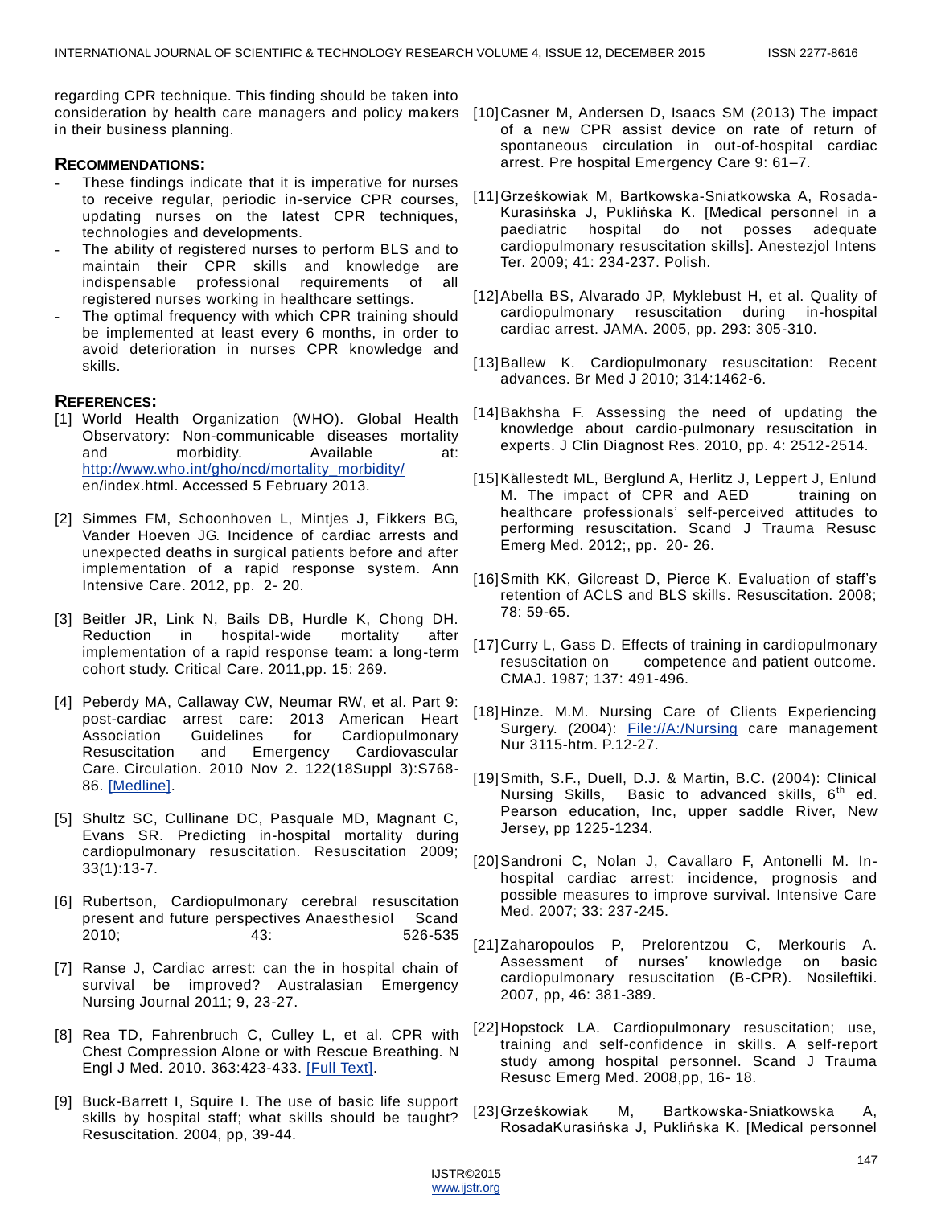regarding CPR technique. This finding should be taken into consideration by health care managers and policy makers in their business planning.

## Recommendations:

- These findings indicate that it is imperative for nurses to receive regular, periodic in-service CPR courses, updating nurses on the latest CPR techniques, technologies and developments.
- The ability of registered nurses to perform BLS and to maintain their CPR skills and knowledge are indispensable professional requirements of all registered nurses working in healthcare settings.
- The optimal frequency with which CPR training should be implemented at least every 6 months, in order to avoid deterioration in nurses CPR knowledge and skills.

## References:

[1] World Health Organization (WHO). Global Health Observatory: Non-communicable diseases mortality and morbidity. Available at: http://www.who.int/gho/ncd/mortality_morbidity/ en/index.html. Accessed 5 February 2013.

[2] Simmes FM, Schoonhoven L, Mintjes J, Fikkers BG, Vander Hoeven JG. Incidence of cardiac arrests and unexpected deaths in surgical patients before and after implementation of a rapid response system. Ann Intensive Care. 2012, pp. 2- 20.

[3] Beitler JR, Link N, Bails DB, Hurdle K, Chong DH. Reduction in hospital-wide mortality after implementation of a rapid response team: a long-term cohort study. Critical Care. 2011,pp. 15: 269.

[4] Peberdy MA, Callaway CW, Neumar RW, et al. Part 9: post-cardiac arrest care: 2013 American Heart Association Guidelines for Cardiopulmonary Resuscitation and Emergency Cardiovascular Care. Circulation. 2010 Nov 2. 122(18Suppl 3):S768-86. [Medline].

[5] Shultz SC, Cullinane DC, Pasquale MD, Magnant C, Evans SR. Predicting in-hospital mortality during cardiopulmonary resuscitation. Resuscitation 2009; 33(1):13-7.

[6] Rubertson, Cardiopulmonary cerebral resuscitation present and future perspectives Anaesthesiol Scand 2010; 43: 526-535

[7] Ranse J, Cardiac arrest: can the in hospital chain of survival be improved? Australasian Emergency Nursing Journal 2011; 9, 23-27.

[8] Rea TD, Fahrenbruch C, Culley L, et al. CPR with Chest Compression Alone or with Rescue Breathing. N Engl J Med. 2010. 363:423-433. [Full Text].

[9] Buck-Barrett I, Squire I. The use of basic life support skills by hospital staff; what skills should be taught? Resuscitation. 2004, pp, 39-44.

[10] Casner M, Andersen D, Isaacs SM (2013) The impact of a new CPR assist device on rate of return of spontaneous circulation in out-of-hospital cardiac arrest. Pre hospital Emergency Care 9: 61–7.

[11] Grześkowiak M, Bartkowska-Sniatkowska A, Rosada-Kurasińska J, Puklińska K. [Medical personnel in a paediatric hospital do not posses adequate cardiopulmonary resuscitation skills]. Anestezjol Intens Ter. 2009; 41: 234-237. Polish.

[12] Abella BS, Alvarado JP, Myklebust H, et al. Quality of cardiopulmonary resuscitation during in-hospital cardiac arrest. JAMA. 2005, pp. 293: 305-310.

[13] Ballew K. Cardiopulmonary resuscitation: Recent advances. Br Med J 2010; 314:1462-6.

[14] Bakhsha F. Assessing the need of updating the knowledge about cardio-pulmonary resuscitation in experts. J Clin Diagnost Res. 2010, pp. 4: 2512-2514.

[15] Källestedt ML, Berglund A, Herlitz J, Leppert J, Enlund M. The impact of CPR and AED training on healthcare professionals' self-perceived attitudes to performing resuscitation. Scand J Trauma Resusc Emerg Med. 2012;, pp. 20- 26.

[16] Smith KK, Gilcreast D, Pierce K. Evaluation of staff's retention of ACLS and BLS skills. Resuscitation. 2008; 78: 59-65.

[17] Curry L, Gass D. Effects of training in cardiopulmonary resuscitation on competence and patient outcome. CMAJ. 1987; 137: 491-496.

[18] Hinze. M.M. Nursing Care of Clients Experiencing Surgery. (2004): File://A:/Nursing care management Nur 3115-htm. P.12-27.

[19] Smith, S.F., Duell, D.J. & Martin, B.C. (2004): Clinical Nursing Skills, Basic to advanced skills, 6th ed. Pearson education, Inc, upper saddle River, New Jersey, pp 1225-1234.

[20] Sandroni C, Nolan J, Cavallaro F, Antonelli M. In-hospital cardiac arrest: incidence, prognosis and possible measures to improve survival. Intensive Care Med. 2007; 33: 237-245.

[21] Zaharopoulos P, Prelorentzou C, Merkouris A. Assessment of nurses' knowledge on basic cardiopulmonary resuscitation (B-CPR). Nosileftiki. 2007, pp, 46: 381-389.

[22] Hopstock LA. Cardiopulmonary resuscitation; use, training and self-confidence in skills. A self-report study among hospital personnel. Scand J Trauma Resusc Emerg Med. 2008,pp, 16- 18.

[23] Grześkowiak M, Bartkowska-Sniatkowska A, RosadaKurasińska J, Puklińska K. [Medical personnel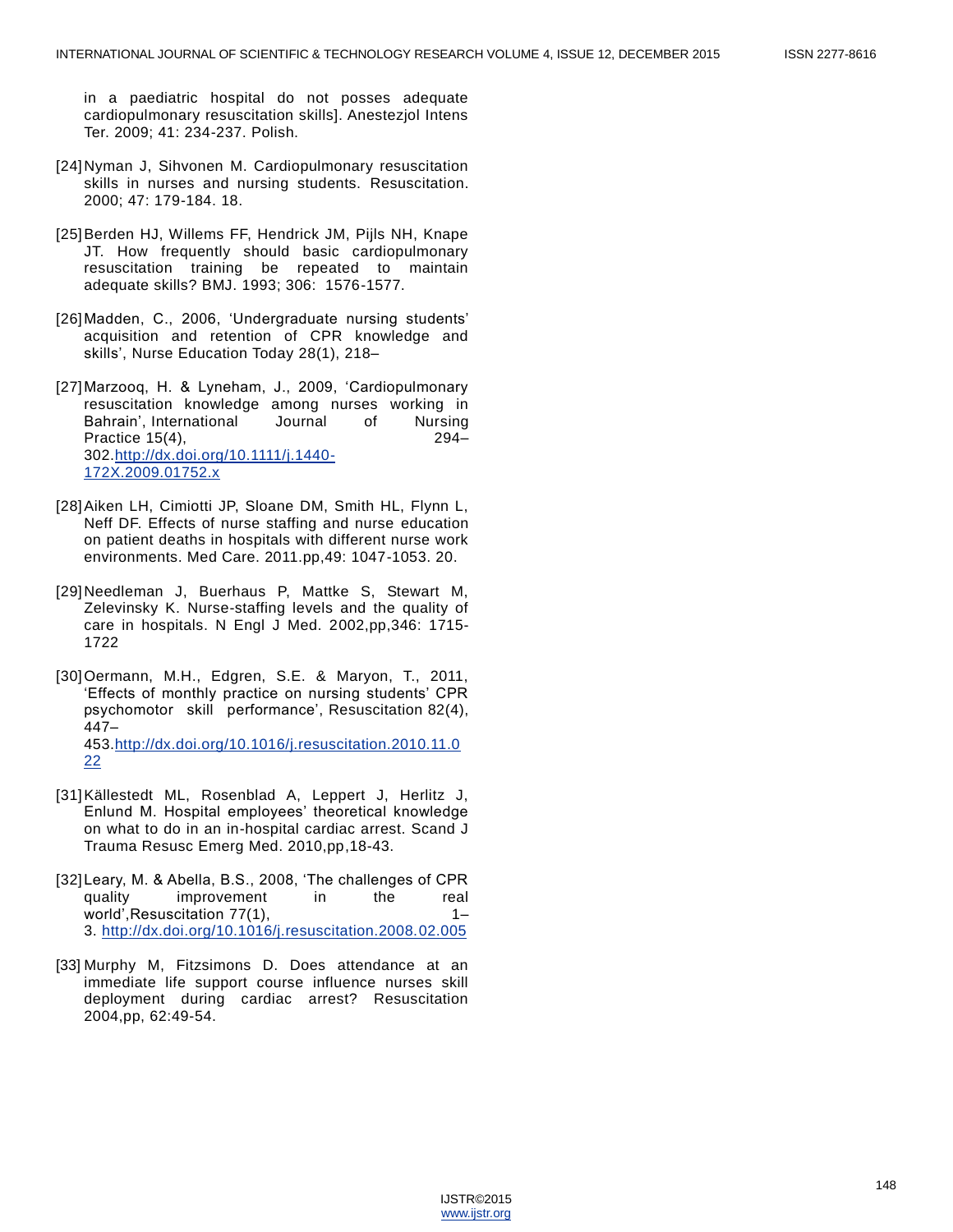in a paediatric hospital do not posses adequate cardiopulmonary resuscitation skills]. Anestezjol Intens Ter. 2009; 41: 234-237. Polish.

[24] Nyman J, Sihvonen M. Cardiopulmonary resuscitation skills in nurses and nursing students. Resuscitation. 2000; 47: 179-184. 18.

[25] Berden HJ, Willems FF, Hendrick JM, Pijls NH, Knape JT. How frequently should basic cardiopulmonary resuscitation training be repeated to maintain adequate skills? BMJ. 1993; 306: 1576-1577.

[26] Madden, C., 2006, 'Undergraduate nursing students' acquisition and retention of CPR knowledge and skills', Nurse Education Today 28(1), 218–

[27] Marzooq, H. & Lyneham, J., 2009, 'Cardiopulmonary resuscitation knowledge among nurses working in Bahrain', International Journal of Nursing Practice 15(4), 294–302.http://dx.doi.org/10.1111/j.1440-172X.2009.01752.x

[28] Aiken LH, Cimiotti JP, Sloane DM, Smith HL, Flynn L, Neff DF. Effects of nurse staffing and nurse education on patient deaths in hospitals with different nurse work environments. Med Care. 2011.pp,49: 1047-1053. 20.

[29] Needleman J, Buerhaus P, Mattke S, Stewart M, Zelevinsky K. Nurse-staffing levels and the quality of care in hospitals. N Engl J Med. 2002,pp,346: 1715-1722

[30] Oermann, M.H., Edgren, S.E. & Maryon, T., 2011, 'Effects of monthly practice on nursing students' CPR psychomotor skill performance', Resuscitation 82(4), 447–453.http://dx.doi.org/10.1016/j.resuscitation.2010.11.022

[31] Källestedt ML, Rosenblad A, Leppert J, Herlitz J, Enlund M. Hospital employees' theoretical knowledge on what to do in an in-hospital cardiac arrest. Scand J Trauma Resusc Emerg Med. 2010,pp,18-43.

[32] Leary, M. & Abella, B.S., 2008, 'The challenges of CPR quality improvement in the real world',Resuscitation 77(1), 1–3. http://dx.doi.org/10.1016/j.resuscitation.2008.02.005

[33] Murphy M, Fitzsimons D. Does attendance at an immediate life support course influence nurses skill deployment during cardiac arrest? Resuscitation 2004,pp, 62:49-54.